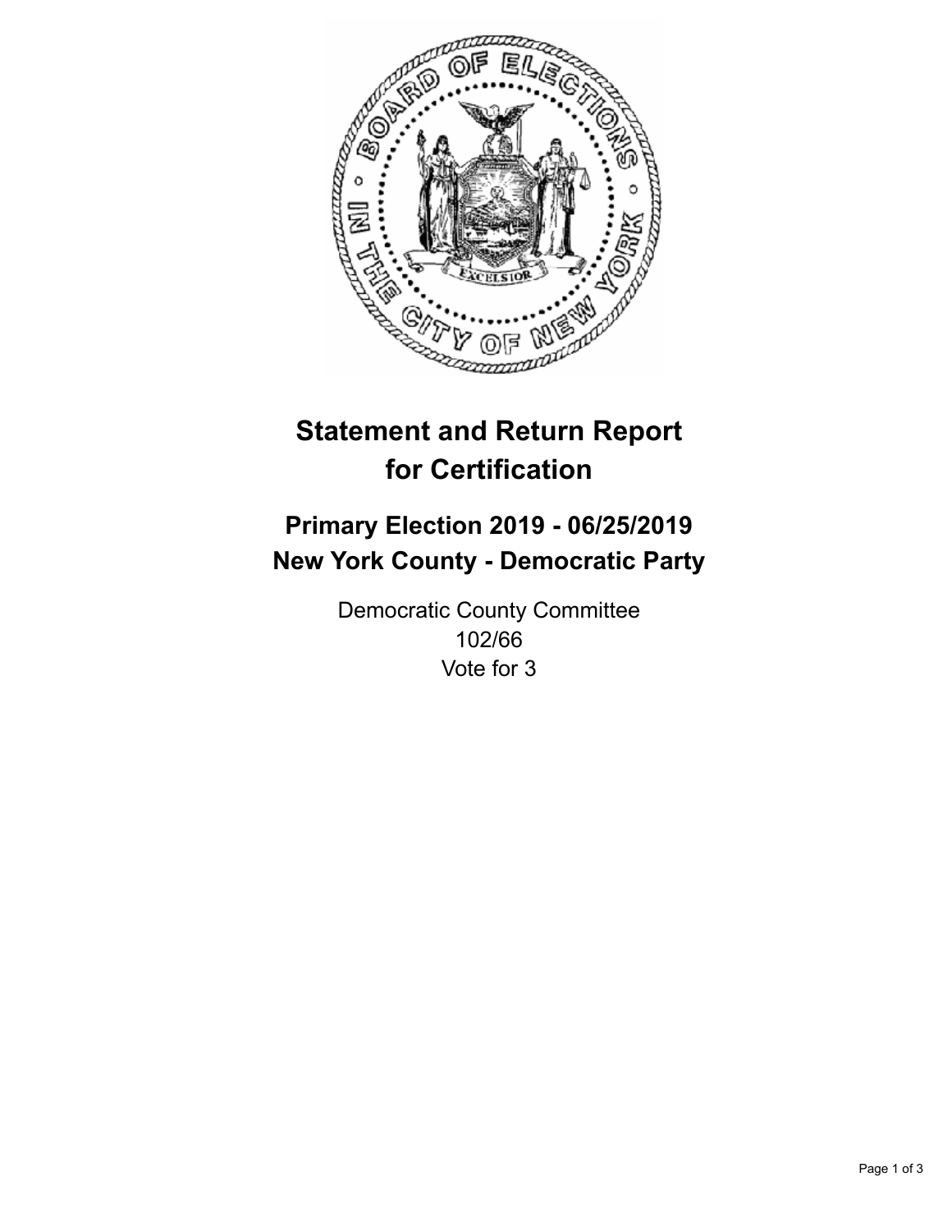# Statement and Return Report for Certification

## Primary Election 2019 - 06/25/2019
## New York County - Democratic Party

Democratic County Committee
102/66
Vote for 3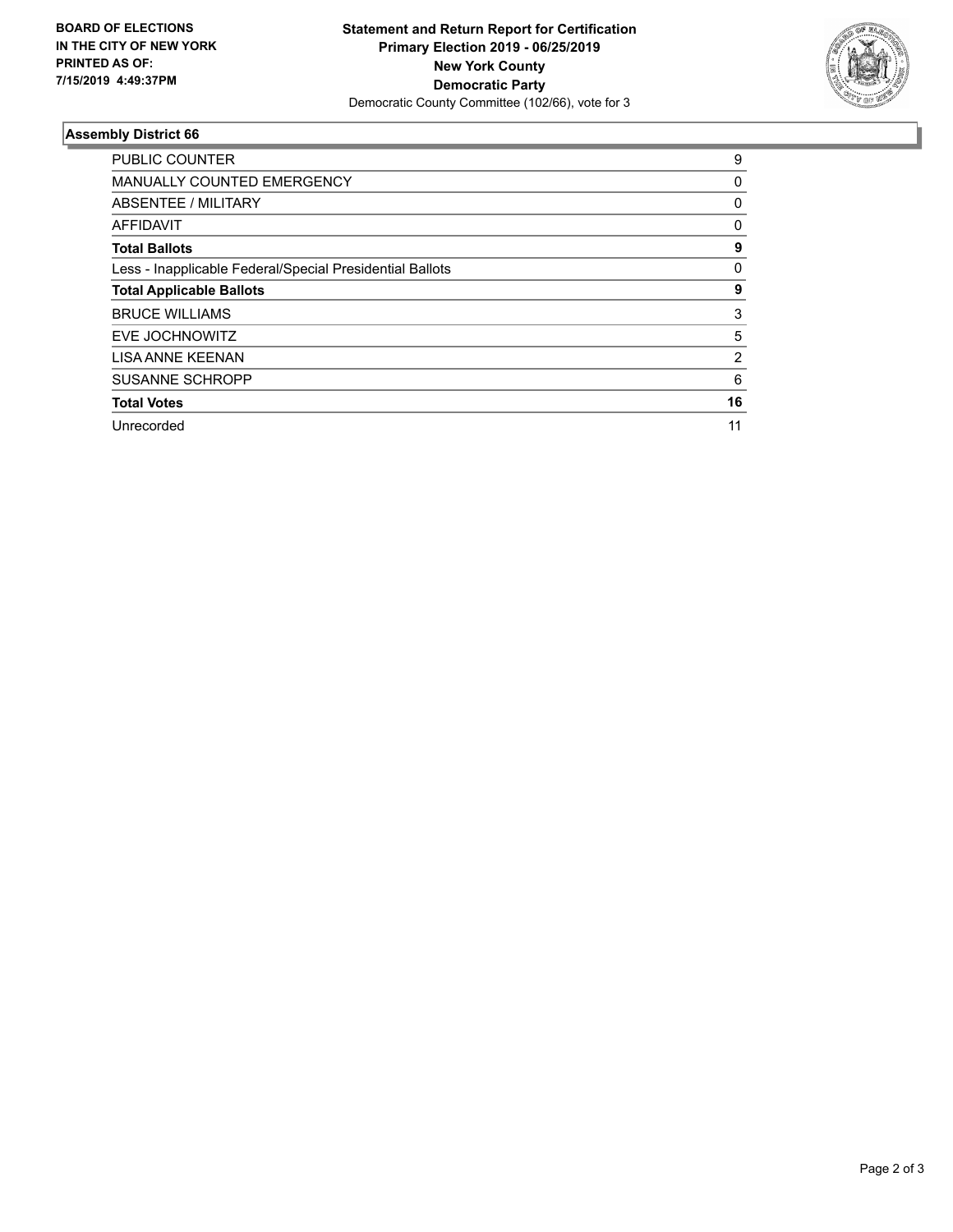**BOARD OF ELECTIONS IN THE CITY OF NEW YORK PRINTED AS OF: 7/15/2019 4:49:37PM**

**Statement and Return Report for Certification**
**Primary Election 2019 - 06/25/2019**
**New York County**
**Democratic Party**
Democratic County Committee (102/66), vote for 3

### Assembly District 66

| | |
|---|---|
| PUBLIC COUNTER | 9 |
| MANUALLY COUNTED EMERGENCY | 0 |
| ABSENTEE / MILITARY | 0 |
| AFFIDAVIT | 0 |
| **Total Ballots** | **9** |
| Less - Inapplicable Federal/Special Presidential Ballots | 0 |
| **Total Applicable Ballots** | **9** |
| BRUCE WILLIAMS | 3 |
| EVE JOCHNOWITZ | 5 |
| LISA ANNE KEENAN | 2 |
| SUSANNE SCHROPP | 6 |
| **Total Votes** | **16** |
| Unrecorded | 11 |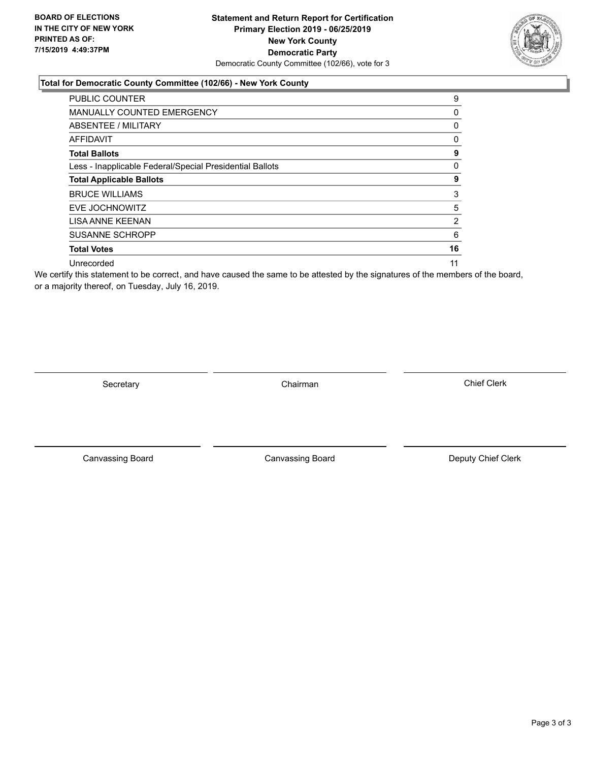**BOARD OF ELECTIONS IN THE CITY OF NEW YORK PRINTED AS OF: 7/15/2019 4:49:37PM**

**Statement and Return Report for Certification**
**Primary Election 2019 - 06/25/2019**
**New York County**
**Democratic Party**
Democratic County Committee (102/66), vote for 3

### Total for Democratic County Committee (102/66) - New York County

| | |
|---|---|
| PUBLIC COUNTER | 9 |
| MANUALLY COUNTED EMERGENCY | 0 |
| ABSENTEE / MILITARY | 0 |
| AFFIDAVIT | 0 |
| **Total Ballots** | **9** |
| Less - Inapplicable Federal/Special Presidential Ballots | 0 |
| **Total Applicable Ballots** | **9** |
| BRUCE WILLIAMS | 3 |
| EVE JOCHNOWITZ | 5 |
| LISA ANNE KEENAN | 2 |
| SUSANNE SCHROPP | 6 |
| **Total Votes** | **16** |
| Unrecorded | 11 |

We certify this statement to be correct, and have caused the same to be attested by the signatures of the members of the board, or a majority thereof, on Tuesday, July 16, 2019.

Secretary

Chairman

Chief Clerk

Canvassing Board

Canvassing Board

Deputy Chief Clerk